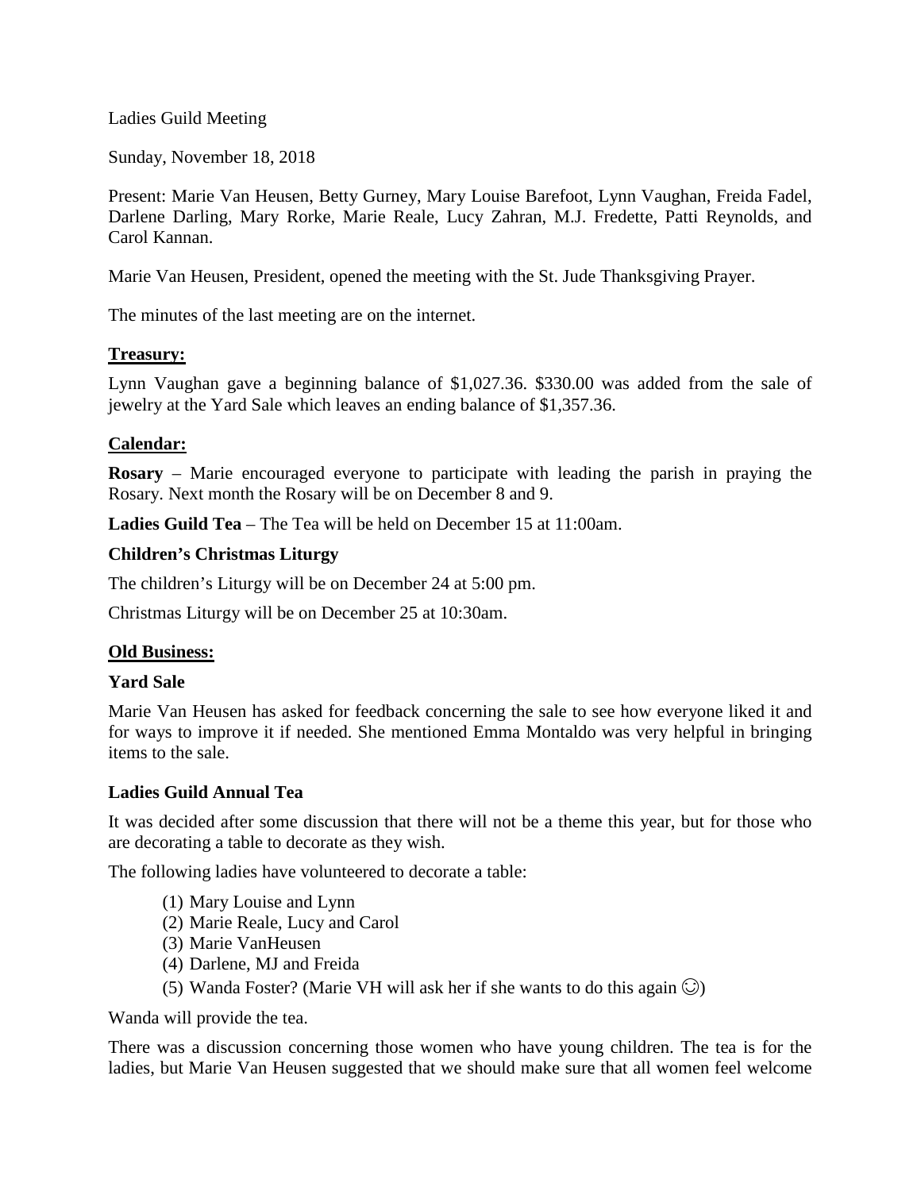Ladies Guild Meeting

Sunday, November 18, 2018

Present: Marie Van Heusen, Betty Gurney, Mary Louise Barefoot, Lynn Vaughan, Freida Fadel, Darlene Darling, Mary Rorke, Marie Reale, Lucy Zahran, M.J. Fredette, Patti Reynolds, and Carol Kannan.

Marie Van Heusen, President, opened the meeting with the St. Jude Thanksgiving Prayer.

The minutes of the last meeting are on the internet.

## Treasury:

Lynn Vaughan gave a beginning balance of $1,027.36. $330.00 was added from the sale of jewelry at the Yard Sale which leaves an ending balance of $1,357.36.

## Calendar:

**Rosary** – Marie encouraged everyone to participate with leading the parish in praying the Rosary. Next month the Rosary will be on December 8 and 9.

**Ladies Guild Tea** – The Tea will be held on December 15 at 11:00am.

### Children's Christmas Liturgy

The children's Liturgy will be on December 24 at 5:00 pm.

Christmas Liturgy will be on December 25 at 10:30am.

## Old Business:

### Yard Sale

Marie Van Heusen has asked for feedback concerning the sale to see how everyone liked it and for ways to improve it if needed. She mentioned Emma Montaldo was very helpful in bringing items to the sale.

### Ladies Guild Annual Tea

It was decided after some discussion that there will not be a theme this year, but for those who are decorating a table to decorate as they wish.

The following ladies have volunteered to decorate a table:

(1) Mary Louise and Lynn
(2) Marie Reale, Lucy and Carol
(3) Marie VanHeusen
(4) Darlene, MJ and Freida
(5) Wanda Foster? (Marie VH will ask her if she wants to do this again ☺)

Wanda will provide the tea.

There was a discussion concerning those women who have young children. The tea is for the ladies, but Marie Van Heusen suggested that we should make sure that all women feel welcome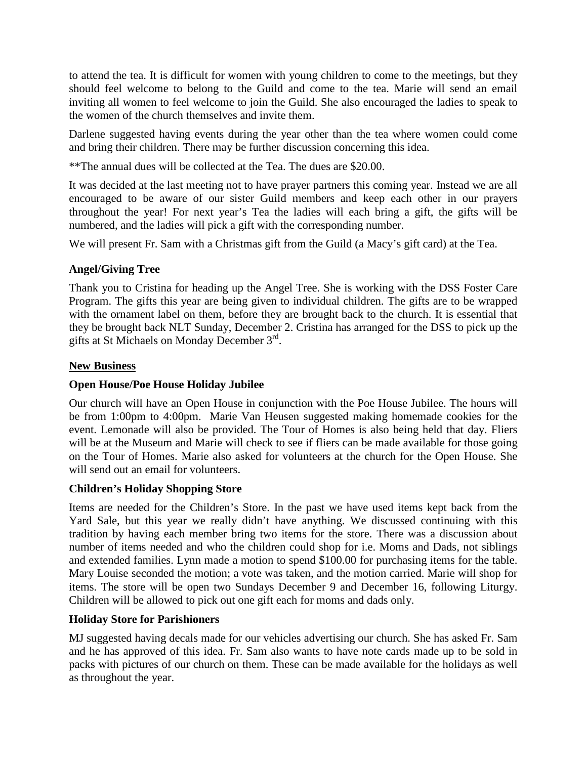to attend the tea. It is difficult for women with young children to come to the meetings, but they should feel welcome to belong to the Guild and come to the tea. Marie will send an email inviting all women to feel welcome to join the Guild. She also encouraged the ladies to speak to the women of the church themselves and invite them.

Darlene suggested having events during the year other than the tea where women could come and bring their children. There may be further discussion concerning this idea.

**The annual dues will be collected at the Tea. The dues are $20.00.

It was decided at the last meeting not to have prayer partners this coming year. Instead we are all encouraged to be aware of our sister Guild members and keep each other in our prayers throughout the year! For next year's Tea the ladies will each bring a gift, the gifts will be numbered, and the ladies will pick a gift with the corresponding number.

We will present Fr. Sam with a Christmas gift from the Guild (a Macy's gift card) at the Tea.

**Angel/Giving Tree**

Thank you to Cristina for heading up the Angel Tree. She is working with the DSS Foster Care Program. The gifts this year are being given to individual children. The gifts are to be wrapped with the ornament label on them, before they are brought back to the church. It is essential that they be brought back NLT Sunday, December 2. Cristina has arranged for the DSS to pick up the gifts at St Michaels on Monday December 3rd.

## New Business

**Open House/Poe House Holiday Jubilee**

Our church will have an Open House in conjunction with the Poe House Jubilee. The hours will be from 1:00pm to 4:00pm. Marie Van Heusen suggested making homemade cookies for the event. Lemonade will also be provided. The Tour of Homes is also being held that day. Fliers will be at the Museum and Marie will check to see if fliers can be made available for those going on the Tour of Homes. Marie also asked for volunteers at the church for the Open House. She will send out an email for volunteers.

**Children's Holiday Shopping Store**

Items are needed for the Children's Store. In the past we have used items kept back from the Yard Sale, but this year we really didn't have anything. We discussed continuing with this tradition by having each member bring two items for the store. There was a discussion about number of items needed and who the children could shop for i.e. Moms and Dads, not siblings and extended families. Lynn made a motion to spend $100.00 for purchasing items for the table. Mary Louise seconded the motion; a vote was taken, and the motion carried. Marie will shop for items. The store will be open two Sundays December 9 and December 16, following Liturgy. Children will be allowed to pick out one gift each for moms and dads only.

**Holiday Store for Parishioners**

MJ suggested having decals made for our vehicles advertising our church. She has asked Fr. Sam and he has approved of this idea. Fr. Sam also wants to have note cards made up to be sold in packs with pictures of our church on them. These can be made available for the holidays as well as throughout the year.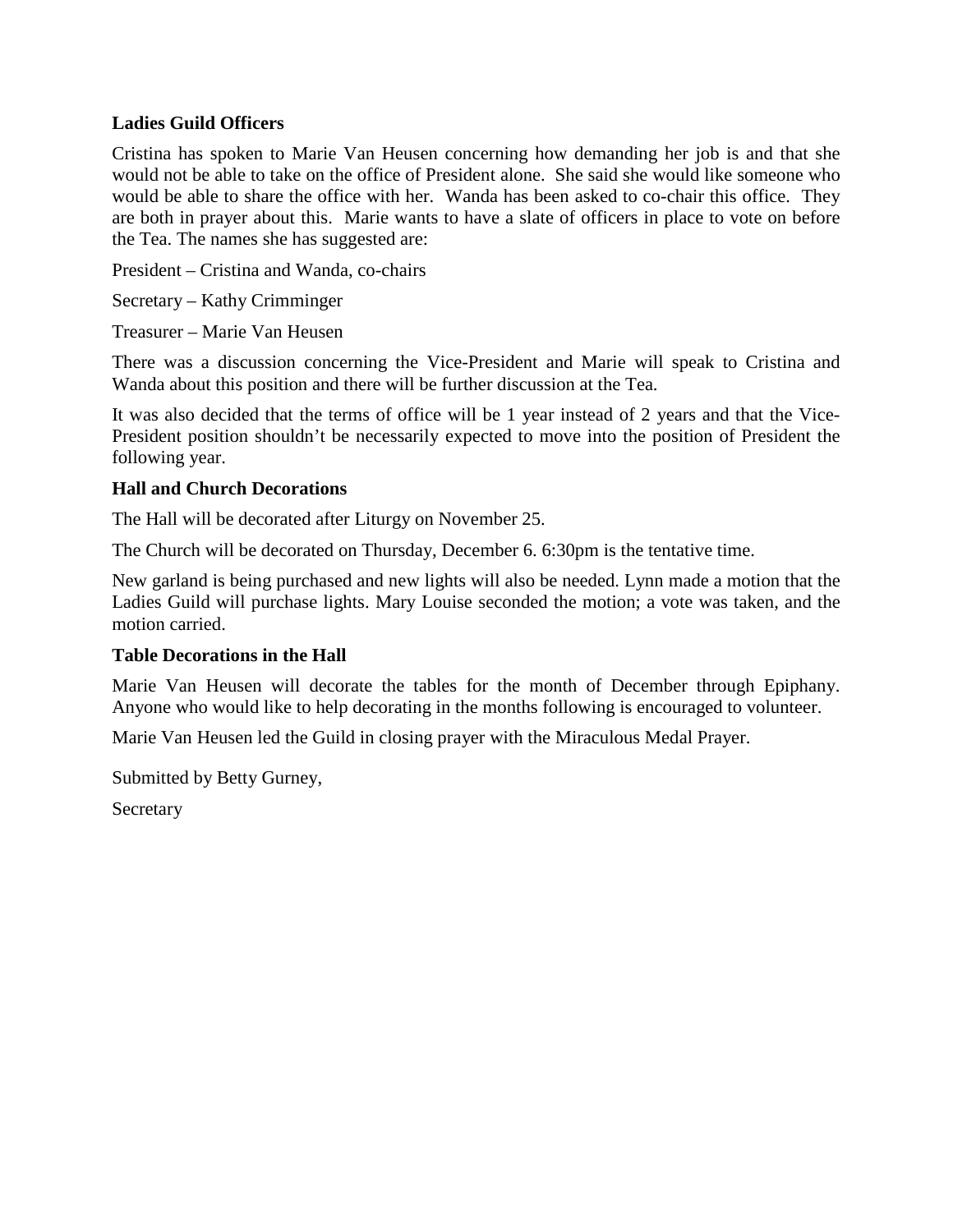**Ladies Guild Officers**

Cristina has spoken to Marie Van Heusen concerning how demanding her job is and that she would not be able to take on the office of President alone. She said she would like someone who would be able to share the office with her. Wanda has been asked to co-chair this office. They are both in prayer about this. Marie wants to have a slate of officers in place to vote on before the Tea. The names she has suggested are:

President – Cristina and Wanda, co-chairs

Secretary – Kathy Crimminger

Treasurer – Marie Van Heusen

There was a discussion concerning the Vice-President and Marie will speak to Cristina and Wanda about this position and there will be further discussion at the Tea.

It was also decided that the terms of office will be 1 year instead of 2 years and that the Vice-President position shouldn't be necessarily expected to move into the position of President the following year.

**Hall and Church Decorations**

The Hall will be decorated after Liturgy on November 25.

The Church will be decorated on Thursday, December 6. 6:30pm is the tentative time.

New garland is being purchased and new lights will also be needed. Lynn made a motion that the Ladies Guild will purchase lights. Mary Louise seconded the motion; a vote was taken, and the motion carried.

**Table Decorations in the Hall**

Marie Van Heusen will decorate the tables for the month of December through Epiphany. Anyone who would like to help decorating in the months following is encouraged to volunteer.

Marie Van Heusen led the Guild in closing prayer with the Miraculous Medal Prayer.

Submitted by Betty Gurney,

Secretary